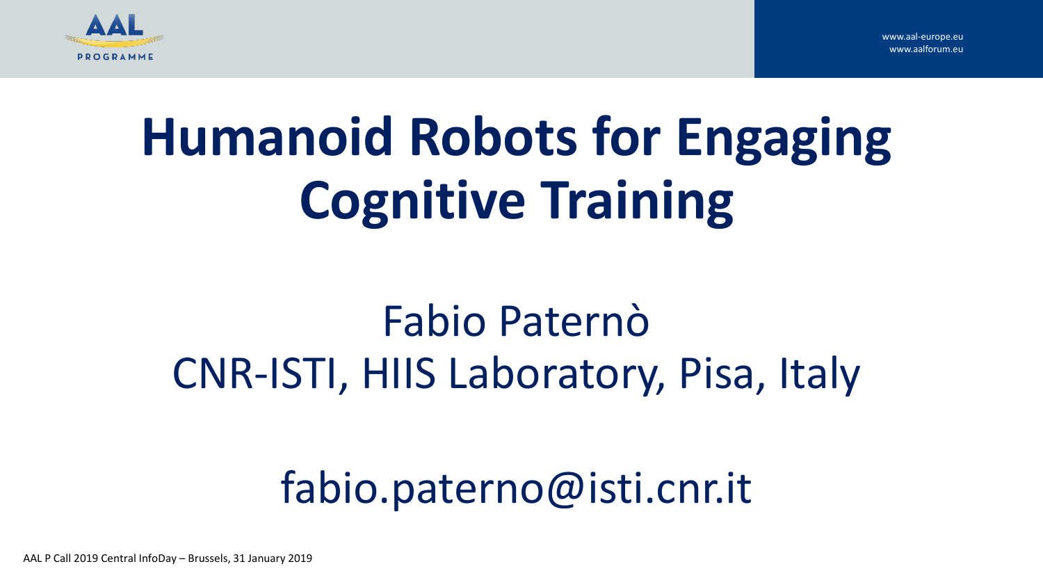# Humanoid Robots for Engaging Cognitive Training

Fabio Paternò
CNR-ISTI, HIIS Laboratory, Pisa, Italy

fabio.paterno@isti.cnr.it

AAL P Call 2019 Central InfoDay – Brussels, 31 January 2019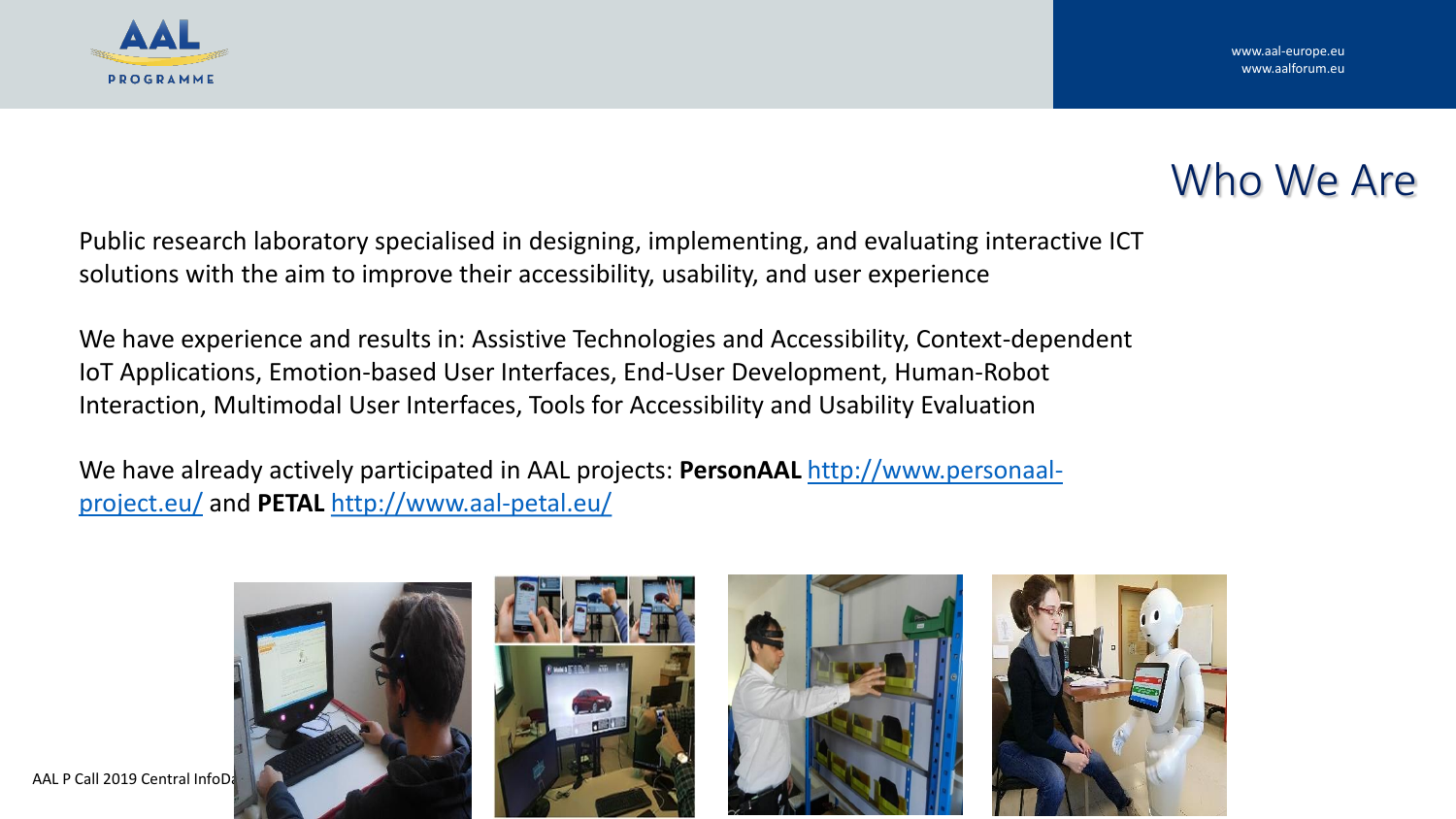# Who We Are

Public research laboratory specialised in designing, implementing, and evaluating interactive ICT solutions with the aim to improve their accessibility, usability, and user experience

We have experience and results in: Assistive Technologies and Accessibility, Context-dependent IoT Applications, Emotion-based User Interfaces, End-User Development, Human-Robot Interaction, Multimodal User Interfaces, Tools for Accessibility and Usability Evaluation

We have already actively participated in AAL projects: **PersonAAL** http://www.personaal-project.eu/ and **PETAL** http://www.aal-petal.eu/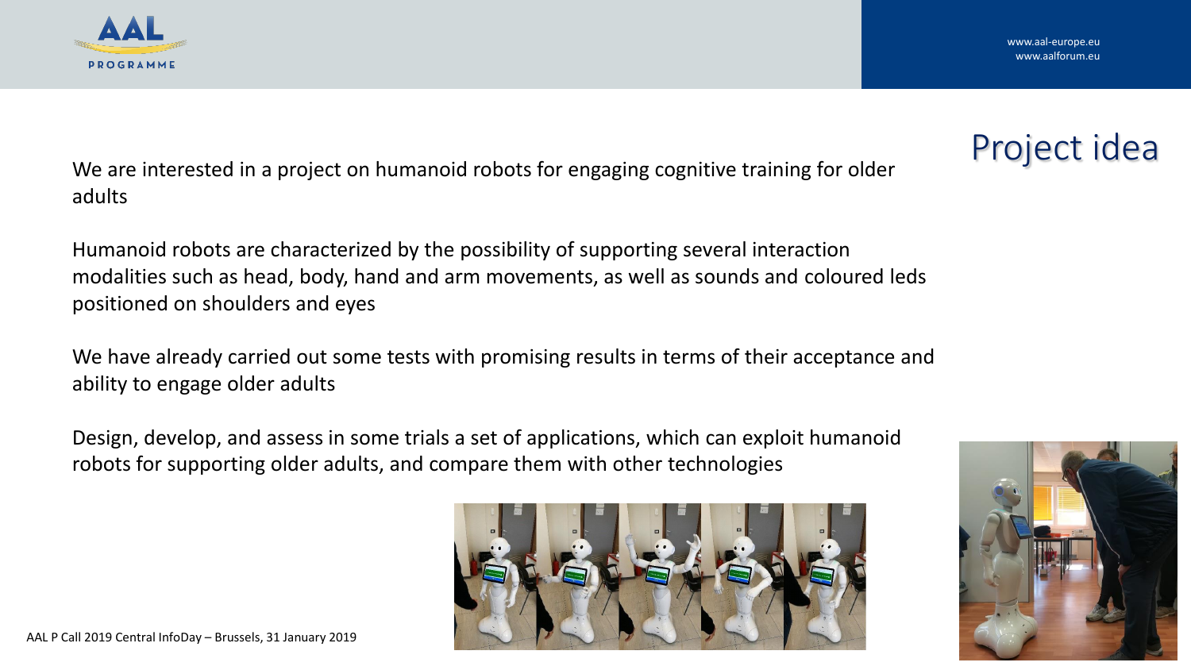# Project idea

We are interested in a project on humanoid robots for engaging cognitive training for older adults

Humanoid robots are characterized by the possibility of supporting several interaction modalities such as head, body, hand and arm movements, as well as sounds and coloured leds positioned on shoulders and eyes

We have already carried out some tests with promising results in terms of their acceptance and ability to engage older adults

Design, develop, and assess in some trials a set of applications, which can exploit humanoid robots for supporting older adults, and compare them with other technologies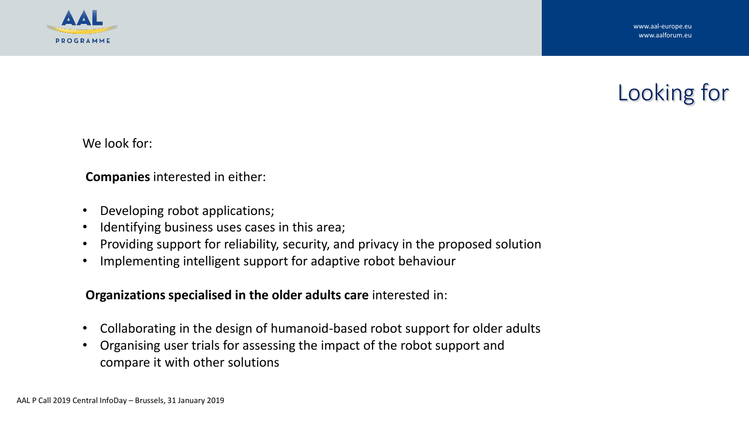# Looking for

We look for:

**Companies** interested in either:

- Developing robot applications;
- Identifying business uses cases in this area;
- Providing support for reliability, security, and privacy in the proposed solution
- Implementing intelligent support for adaptive robot behaviour

**Organizations specialised in the older adults care** interested in:

- Collaborating in the design of humanoid-based robot support for older adults
- Organising user trials for assessing the impact of the robot support and compare it with other solutions